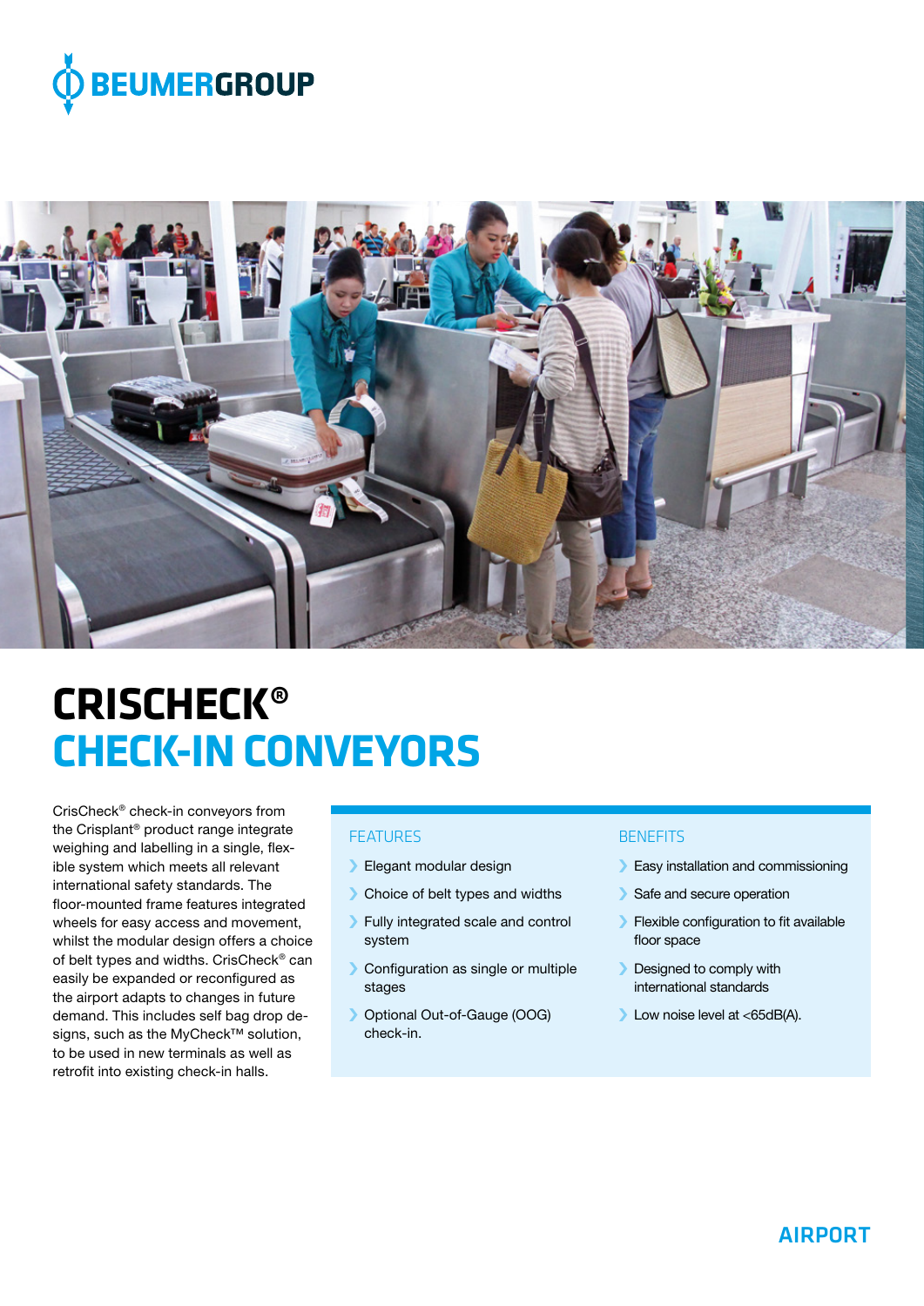BEUMERGROUP

# CRISCHECK®
# CHECK-IN CONVEYORS

CrisCheck® check-in conveyors from the Crisplant® product range integrate weighing and labelling in a single, flexible system which meets all relevant international safety standards. The floor-mounted frame features integrated wheels for easy access and movement, whilst the modular design offers a choice of belt types and widths. CrisCheck® can easily be expanded or reconfigured as the airport adapts to changes in future demand. This includes self bag drop designs, such as the MyCheck™ solution, to be used in new terminals as well as retrofit into existing check-in halls.

## FEATURES

- Elegant modular design
- Choice of belt types and widths
- Fully integrated scale and control system
- Configuration as single or multiple stages
- Optional Out-of-Gauge (OOG) check-in.

## BENEFITS

- Easy installation and commissioning
- Safe and secure operation
- Flexible configuration to fit available floor space
- Designed to comply with international standards
- Low noise level at <65dB(A).

AIRPORT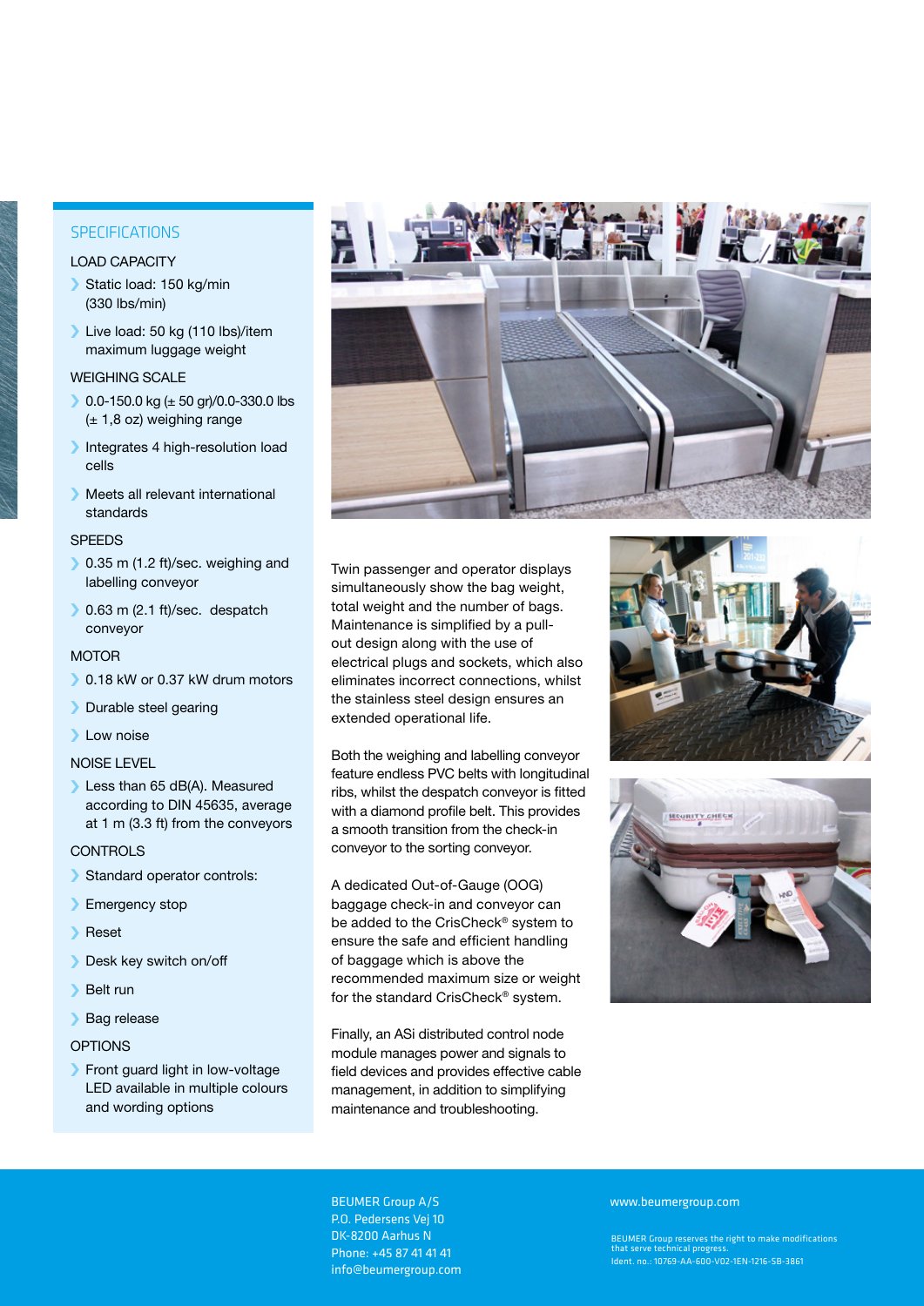## SPECIFICATIONS

### LOAD CAPACITY

- Static load: 150 kg/min (330 lbs/min)
- Live load: 50 kg (110 lbs)/item maximum luggage weight

### WEIGHING SCALE

- 0.0-150.0 kg (± 50 gr)/0.0-330.0 lbs (± 1,8 oz) weighing range
- Integrates 4 high-resolution load cells
- Meets all relevant international standards

### SPEEDS

- 0.35 m (1.2 ft)/sec. weighing and labelling conveyor
- 0.63 m (2.1 ft)/sec. despatch conveyor

### MOTOR

- 0.18 kW or 0.37 kW drum motors
- Durable steel gearing
- Low noise

### NOISE LEVEL

- Less than 65 dB(A). Measured according to DIN 45635, average at 1 m (3.3 ft) from the conveyors

### CONTROLS

- Standard operator controls:
- Emergency stop
- Reset
- Desk key switch on/off
- Belt run
- Bag release

### OPTIONS

- Front guard light in low-voltage LED available in multiple colours and wording options

Twin passenger and operator displays simultaneously show the bag weight, total weight and the number of bags. Maintenance is simplified by a pull-out design along with the use of electrical plugs and sockets, which also eliminates incorrect connections, whilst the stainless steel design ensures an extended operational life.

Both the weighing and labelling conveyor feature endless PVC belts with longitudinal ribs, whilst the despatch conveyor is fitted with a diamond profile belt. This provides a smooth transition from the check-in conveyor to the sorting conveyor.

A dedicated Out-of-Gauge (OOG) baggage check-in and conveyor can be added to the CrisCheck® system to ensure the safe and efficient handling of baggage which is above the recommended maximum size or weight for the standard CrisCheck® system.

Finally, an ASi distributed control node module manages power and signals to field devices and provides effective cable management, in addition to simplifying maintenance and troubleshooting.

BEUMER Group A/S
P.O. Pedersens Vej 10
DK-8200 Aarhus N
Phone: +45 87 41 41 41
info@beumergroup.com

www.beumergroup.com

BEUMER Group reserves the right to make modifications that serve technical progress.
Ident. no.: 10769-AA-600-V02-1EN-1216-SB-3861